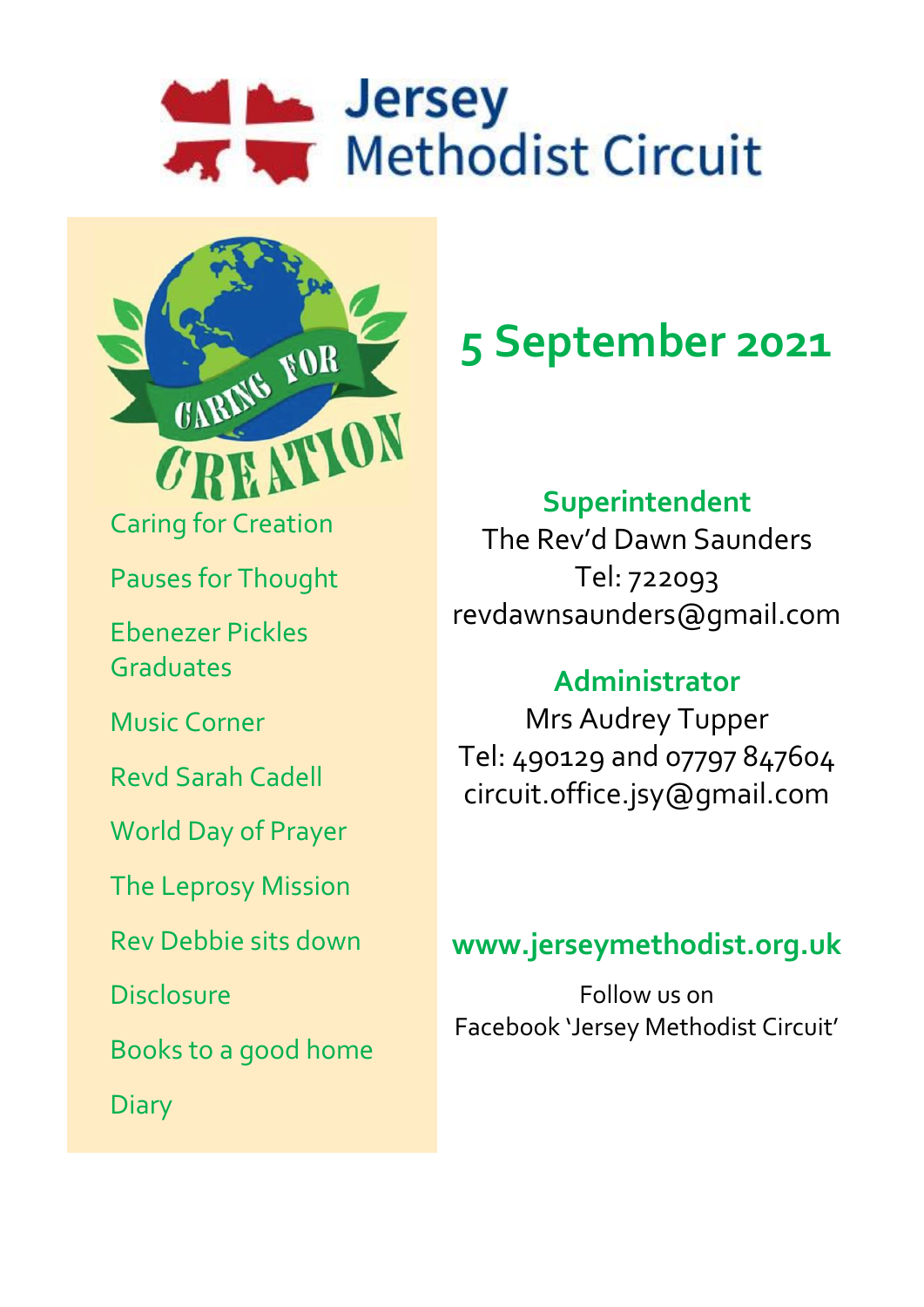# Jersey Methodist Circuit

## 5 September 2021

- Caring for Creation
- Pauses for Thought
- Ebenezer Pickles Graduates
- Music Corner
- Revd Sarah Cadell
- World Day of Prayer
- The Leprosy Mission
- Rev Debbie sits down
- Disclosure
- Books to a good home
- Diary

**Superintendent**
The Rev'd Dawn Saunders
Tel: 722093
revdawnsaunders@gmail.com

**Administrator**
Mrs Audrey Tupper
Tel: 490129 and 07797 847604
circuit.office.jsy@gmail.com

**www.jerseymethodist.org.uk**

Follow us on
Facebook 'Jersey Methodist Circuit'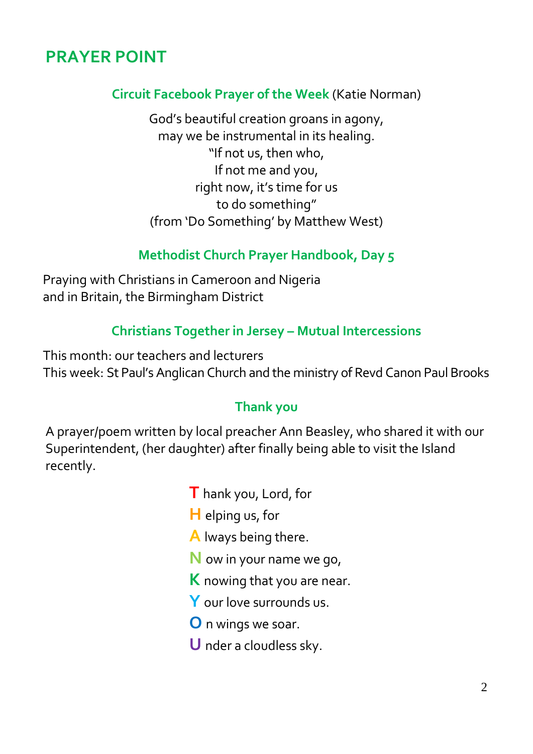## PRAYER POINT

### Circuit Facebook Prayer of the Week (Katie Norman)

God's beautiful creation groans in agony,  
may we be instrumental in its healing.  
"If not us, then who,  
If not me and you,  
right now, it's time for us  
to do something"  
(from 'Do Something' by Matthew West)

### Methodist Church Prayer Handbook, Day 5

Praying with Christians in Cameroon and Nigeria  
and in Britain, the Birmingham District

### Christians Together in Jersey – Mutual Intercessions

This month: our teachers and lecturers  
This week: St Paul's Anglican Church and the ministry of Revd Canon Paul Brooks

### Thank you

A prayer/poem written by local preacher Ann Beasley, who shared it with our Superintendent, (her daughter) after finally being able to visit the Island recently.

**T** hank you, Lord, for  
**H** elping us, for  
**A** lways being there.  
**N** ow in your name we go,  
**K** nowing that you are near.  
**Y** our love surrounds us.  
**O** n wings we soar.  
**U** nder a cloudless sky.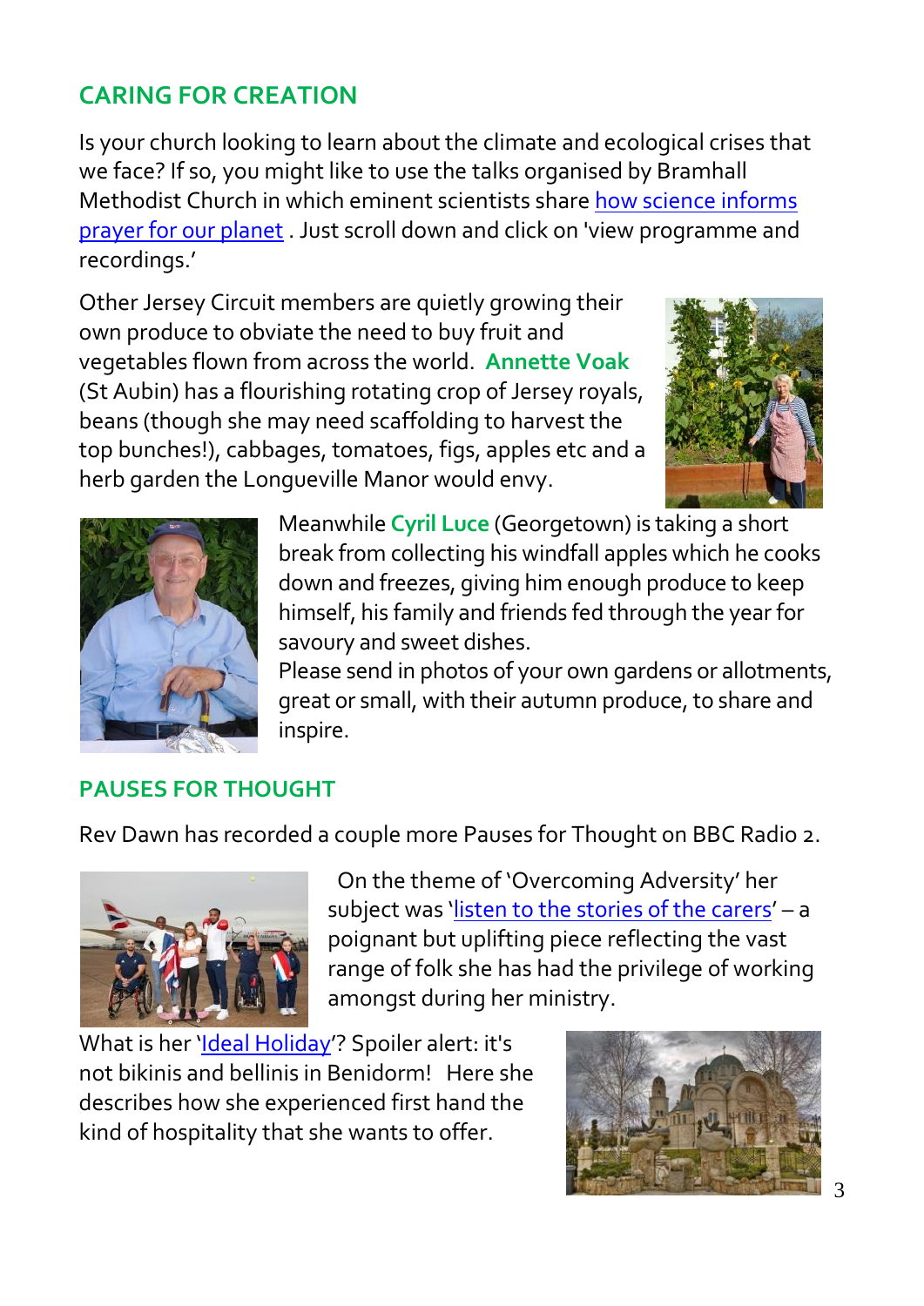## CARING FOR CREATION

Is your church looking to learn about the climate and ecological crises that we face? If so, you might like to use the talks organised by Bramhall Methodist Church in which eminent scientists share how science informs prayer for our planet . Just scroll down and click on 'view programme and recordings.'

Other Jersey Circuit members are quietly growing their own produce to obviate the need to buy fruit and vegetables flown from across the world. **Annette Voak** (St Aubin) has a flourishing rotating crop of Jersey royals, beans (though she may need scaffolding to harvest the top bunches!), cabbages, tomatoes, figs, apples etc and a herb garden the Longueville Manor would envy.

Meanwhile **Cyril Luce** (Georgetown) is taking a short break from collecting his windfall apples which he cooks down and freezes, giving him enough produce to keep himself, his family and friends fed through the year for savoury and sweet dishes.

Please send in photos of your own gardens or allotments, great or small, with their autumn produce, to share and inspire.

## PAUSES FOR THOUGHT

Rev Dawn has recorded a couple more Pauses for Thought on BBC Radio 2.

On the theme of 'Overcoming Adversity' her subject was 'listen to the stories of the carers' – a poignant but uplifting piece reflecting the vast range of folk she has had the privilege of working amongst during her ministry.

What is her 'Ideal Holiday'? Spoiler alert: it's not bikinis and bellinis in Benidorm! Here she describes how she experienced first hand the kind of hospitality that she wants to offer.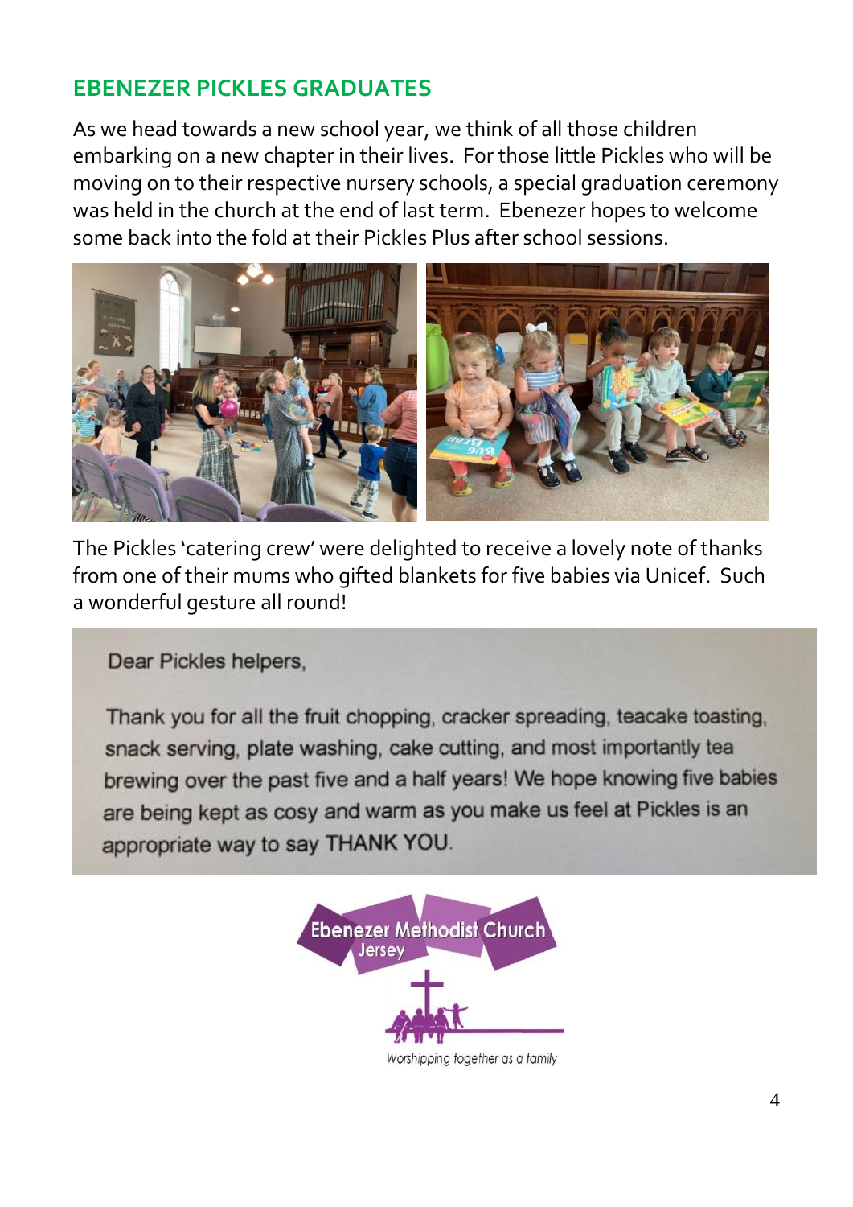## EBENEZER PICKLES GRADUATES

As we head towards a new school year, we think of all those children embarking on a new chapter in their lives. For those little Pickles who will be moving on to their respective nursery schools, a special graduation ceremony was held in the church at the end of last term. Ebenezer hopes to welcome some back into the fold at their Pickles Plus after school sessions.

The Pickles 'catering crew' were delighted to receive a lovely note of thanks from one of their mums who gifted blankets for five babies via Unicef. Such a wonderful gesture all round!

> Dear Pickles helpers,
>
> Thank you for all the fruit chopping, cracker spreading, teacake toasting, snack serving, plate washing, cake cutting, and most importantly tea brewing over the past five and a half years! We hope knowing five babies are being kept as cosy and warm as you make us feel at Pickles is an appropriate way to say THANK YOU.

Ebenezer Methodist Church Jersey

*Worshipping together as a family*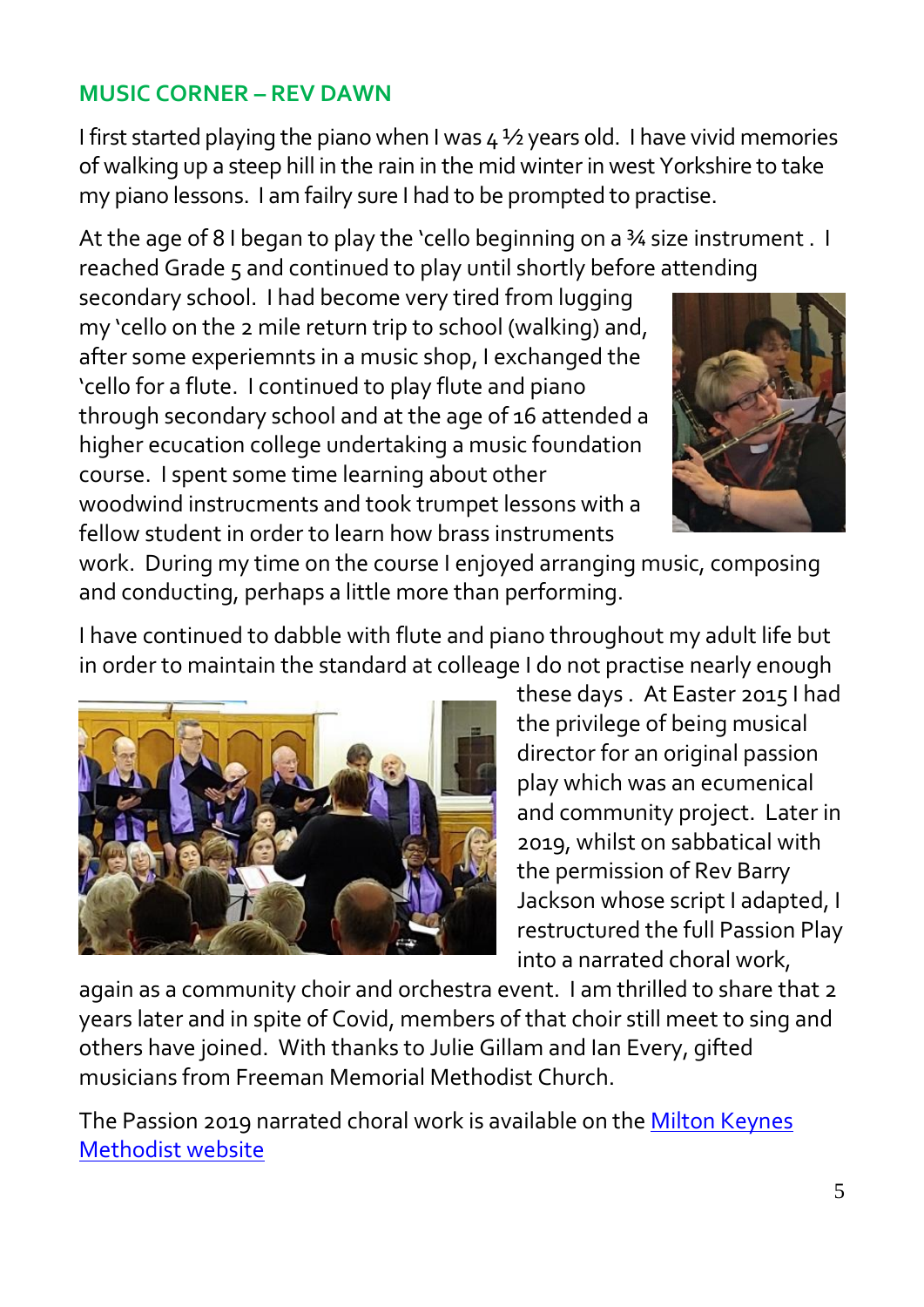## MUSIC CORNER – REV DAWN

I first started playing the piano when I was 4 ½ years old. I have vivid memories of walking up a steep hill in the rain in the mid winter in west Yorkshire to take my piano lessons. I am failry sure I had to be prompted to practise.

At the age of 8 I began to play the 'cello beginning on a ¾ size instrument . I reached Grade 5 and continued to play until shortly before attending secondary school. I had become very tired from lugging my 'cello on the 2 mile return trip to school (walking) and, after some experiemnts in a music shop, I exchanged the 'cello for a flute. I continued to play flute and piano through secondary school and at the age of 16 attended a higher ecucation college undertaking a music foundation course. I spent some time learning about other woodwind instrucments and took trumpet lessons with a fellow student in order to learn how brass instruments work. During my time on the course I enjoyed arranging music, composing and conducting, perhaps a little more than performing.

I have continued to dabble with flute and piano throughout my adult life but in order to maintain the standard at colleage I do not practise nearly enough these days . At Easter 2015 I had the privilege of being musical director for an original passion play which was an ecumenical and community project. Later in 2019, whilst on sabbatical with the permission of Rev Barry Jackson whose script I adapted, I restructured the full Passion Play into a narrated choral work, again as a community choir and orchestra event. I am thrilled to share that 2 years later and in spite of Covid, members of that choir still meet to sing and others have joined. With thanks to Julie Gillam and Ian Every, gifted musicians from Freeman Memorial Methodist Church.

The Passion 2019 narrated choral work is available on the [Milton Keynes Methodist website]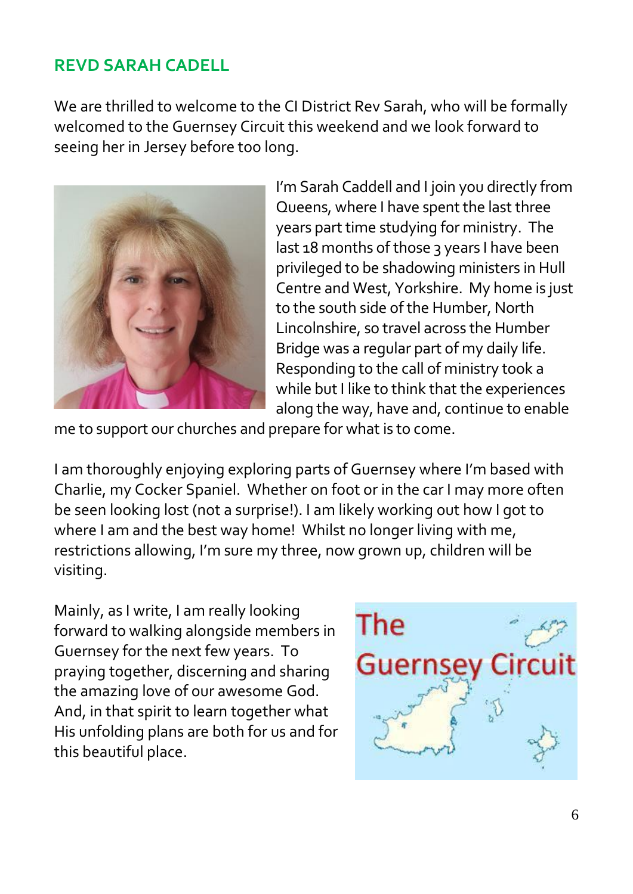## REVD SARAH CADELL

We are thrilled to welcome to the CI District Rev Sarah, who will be formally welcomed to the Guernsey Circuit this weekend and we look forward to seeing her in Jersey before too long.

I'm Sarah Caddell and I join you directly from Queens, where I have spent the last three years part time studying for ministry. The last 18 months of those 3 years I have been privileged to be shadowing ministers in Hull Centre and West, Yorkshire. My home is just to the south side of the Humber, North Lincolnshire, so travel across the Humber Bridge was a regular part of my daily life. Responding to the call of ministry took a while but I like to think that the experiences along the way, have and, continue to enable me to support our churches and prepare for what is to come.

I am thoroughly enjoying exploring parts of Guernsey where I'm based with Charlie, my Cocker Spaniel. Whether on foot or in the car I may more often be seen looking lost (not a surprise!). I am likely working out how I got to where I am and the best way home! Whilst no longer living with me, restrictions allowing, I'm sure my three, now grown up, children will be visiting.

Mainly, as I write, I am really looking forward to walking alongside members in Guernsey for the next few years. To praying together, discerning and sharing the amazing love of our awesome God. And, in that spirit to learn together what His unfolding plans are both for us and for this beautiful place.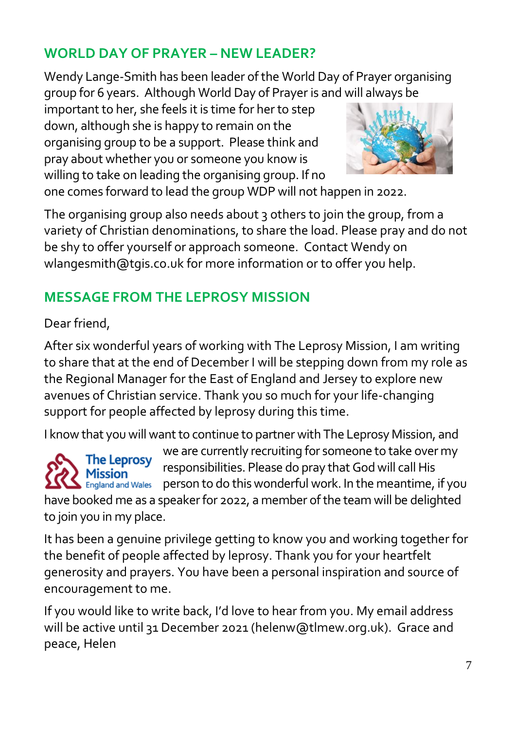## WORLD DAY OF PRAYER – NEW LEADER?

Wendy Lange-Smith has been leader of the World Day of Prayer organising group for 6 years. Although World Day of Prayer is and will always be important to her, she feels it is time for her to step down, although she is happy to remain on the organising group to be a support. Please think and pray about whether you or someone you know is willing to take on leading the organising group. If no one comes forward to lead the group WDP will not happen in 2022.

The organising group also needs about 3 others to join the group, from a variety of Christian denominations, to share the load. Please pray and do not be shy to offer yourself or approach someone. Contact Wendy on wlangesmith@tgis.co.uk for more information or to offer you help.

## MESSAGE FROM THE LEPROSY MISSION

Dear friend,

After six wonderful years of working with The Leprosy Mission, I am writing to share that at the end of December I will be stepping down from my role as the Regional Manager for the East of England and Jersey to explore new avenues of Christian service. Thank you so much for your life-changing support for people affected by leprosy during this time.

I know that you will want to continue to partner with The Leprosy Mission, and we are currently recruiting for someone to take over my responsibilities. Please do pray that God will call His person to do this wonderful work. In the meantime, if you have booked me as a speaker for 2022, a member of the team will be delighted to join you in my place.

It has been a genuine privilege getting to know you and working together for the benefit of people affected by leprosy. Thank you for your heartfelt generosity and prayers. You have been a personal inspiration and source of encouragement to me.

If you would like to write back, I'd love to hear from you. My email address will be active until 31 December 2021 (helenw@tlmew.org.uk). Grace and peace, Helen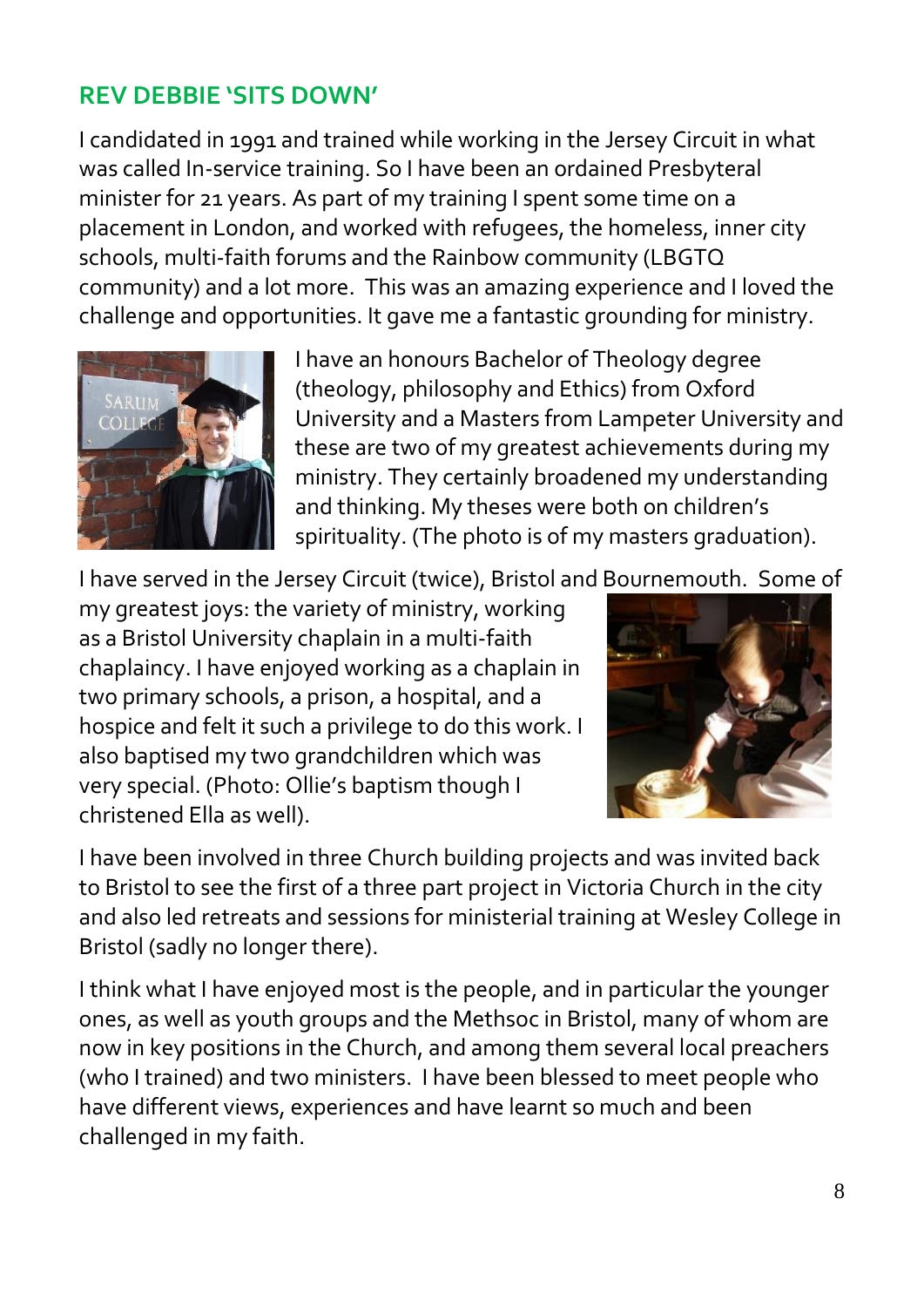## REV DEBBIE 'SITS DOWN'

I candidated in 1991 and trained while working in the Jersey Circuit in what was called In-service training. So I have been an ordained Presbyteral minister for 21 years. As part of my training I spent some time on a placement in London, and worked with refugees, the homeless, inner city schools, multi-faith forums and the Rainbow community (LBGTQ community) and a lot more. This was an amazing experience and I loved the challenge and opportunities. It gave me a fantastic grounding for ministry.

I have an honours Bachelor of Theology degree (theology, philosophy and Ethics) from Oxford University and a Masters from Lampeter University and these are two of my greatest achievements during my ministry. They certainly broadened my understanding and thinking. My theses were both on children's spirituality. (The photo is of my masters graduation).

I have served in the Jersey Circuit (twice), Bristol and Bournemouth. Some of my greatest joys: the variety of ministry, working as a Bristol University chaplain in a multi-faith chaplaincy. I have enjoyed working as a chaplain in two primary schools, a prison, a hospital, and a hospice and felt it such a privilege to do this work. I also baptised my two grandchildren which was very special. (Photo: Ollie's baptism though I christened Ella as well).

I have been involved in three Church building projects and was invited back to Bristol to see the first of a three part project in Victoria Church in the city and also led retreats and sessions for ministerial training at Wesley College in Bristol (sadly no longer there).

I think what I have enjoyed most is the people, and in particular the younger ones, as well as youth groups and the Methsoc in Bristol, many of whom are now in key positions in the Church, and among them several local preachers (who I trained) and two ministers. I have been blessed to meet people who have different views, experiences and have learnt so much and been challenged in my faith.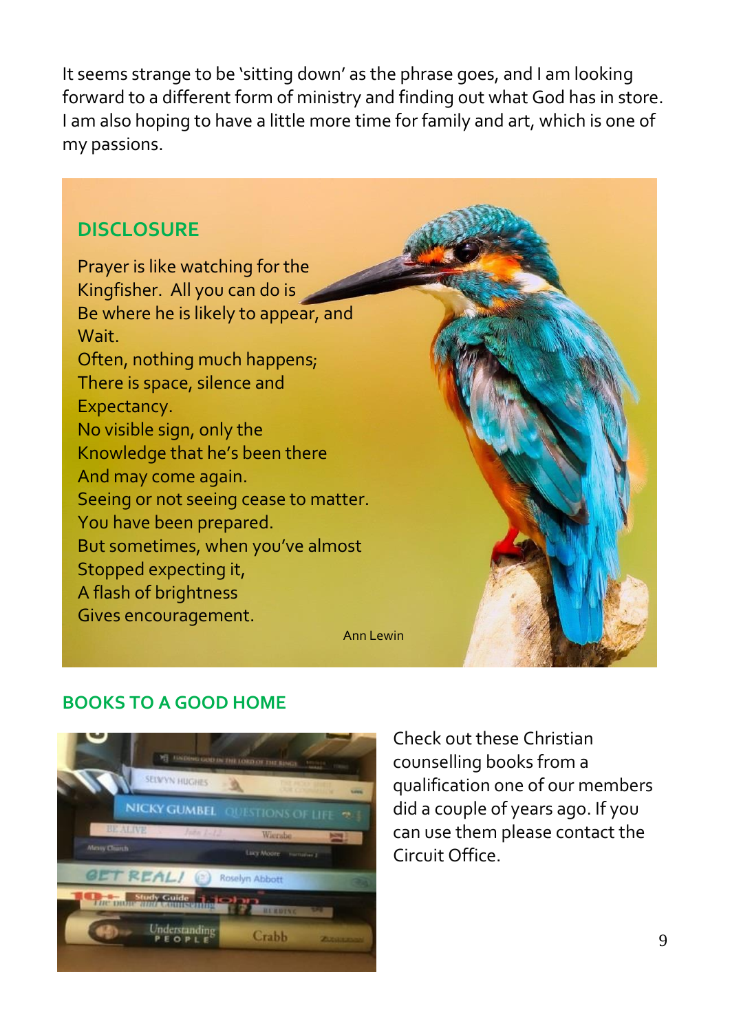It seems strange to be 'sitting down' as the phrase goes, and I am looking forward to a different form of ministry and finding out what God has in store. I am also hoping to have a little more time for family and art, which is one of my passions.

## DISCLOSURE

Prayer is like watching for the
Kingfisher. All you can do is
Be where he is likely to appear, and
Wait.
Often, nothing much happens;
There is space, silence and
Expectancy.
No visible sign, only the
Knowledge that he's been there
And may come again.
Seeing or not seeing cease to matter.
You have been prepared.
But sometimes, when you've almost
Stopped expecting it,
A flash of brightness
Gives encouragement.

Ann Lewin

## BOOKS TO A GOOD HOME

Check out these Christian counselling books from a qualification one of our members did a couple of years ago. If you can use them please contact the Circuit Office.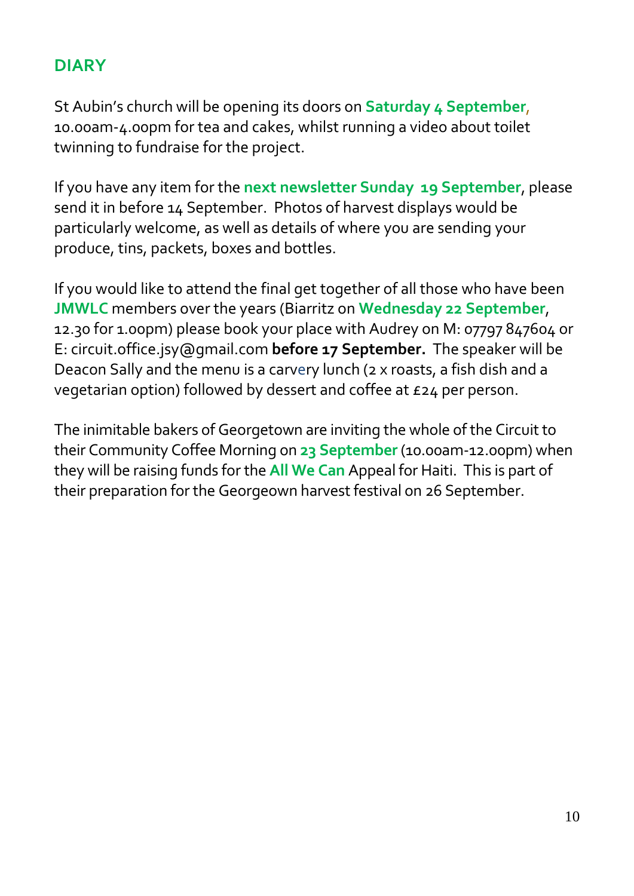## DIARY

St Aubin's church will be opening its doors on **Saturday 4 September**, 10.00am-4.00pm for tea and cakes, whilst running a video about toilet twinning to fundraise for the project.

If you have any item for the **next newsletter Sunday 19 September**, please send it in before 14 September. Photos of harvest displays would be particularly welcome, as well as details of where you are sending your produce, tins, packets, boxes and bottles.

If you would like to attend the final get together of all those who have been **JMWLC** members over the years (Biarritz on **Wednesday 22 September**, 12.30 for 1.00pm) please book your place with Audrey on M: 07797 847604 or E: circuit.office.jsy@gmail.com **before 17 September.** The speaker will be Deacon Sally and the menu is a carvery lunch (2 x roasts, a fish dish and a vegetarian option) followed by dessert and coffee at £24 per person.

The inimitable bakers of Georgetown are inviting the whole of the Circuit to their Community Coffee Morning on **23 September** (10.00am-12.00pm) when they will be raising funds for the **All We Can** Appeal for Haiti. This is part of their preparation for the Georgeown harvest festival on 26 September.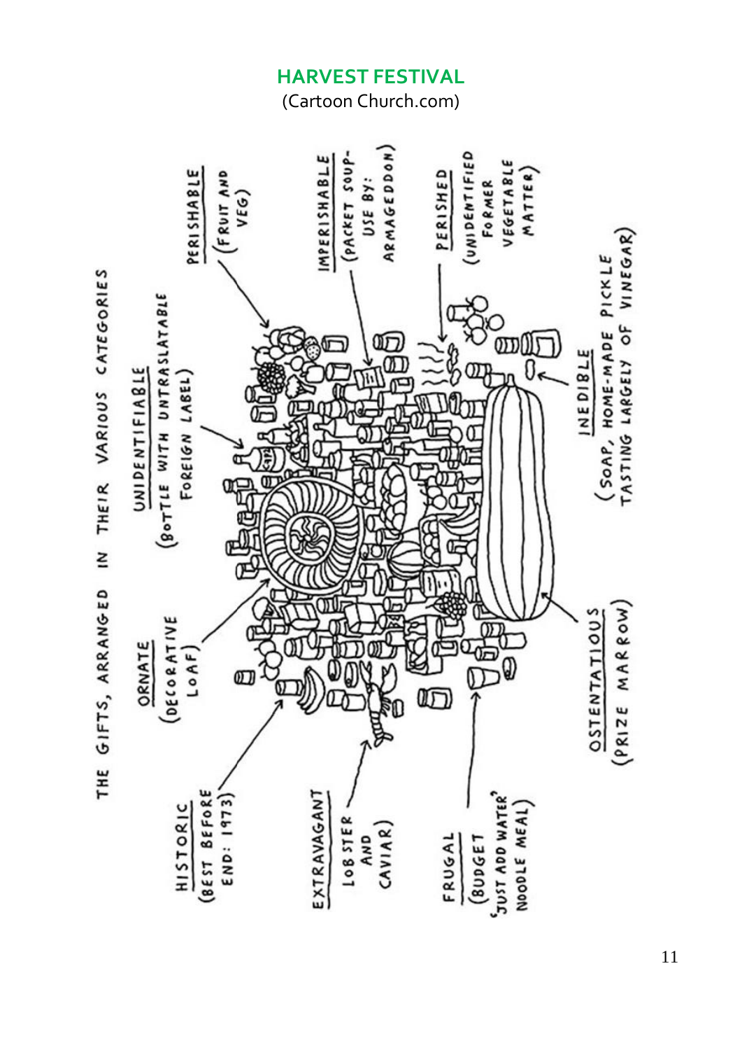## HARVEST FESTIVAL

(Cartoon Church.com)

THE GIFTS, ARRANGED IN THEIR VARIOUS CATEGORIES

HISTORIC (BEST BEFORE END: 1973)

ORNATE (DECORATIVE LOAF)

UNIDENTIFIABLE (BOTTLE WITH UNTRASLATABLE FOREIGN LABEL)

PERISHABLE (FRUIT AND VEG)

IMPERISHABLE (PACKET SOUP- USE BY: ARMAGEDDON)

PERISHED (UNIDENTIFIED FORMER VEGETABLE MATTER)

EXTRAVAGANT LOBSTER AND CAVIAR)

FRUGAL (BUDGET 'JUST ADD WATER' NOODLE MEAL)

OSTENTATIOUS (PRIZE MARROW)

INEDIBLE (SOAP, HOME-MADE PICKLE TASTING LARGELY OF VINEGAR)